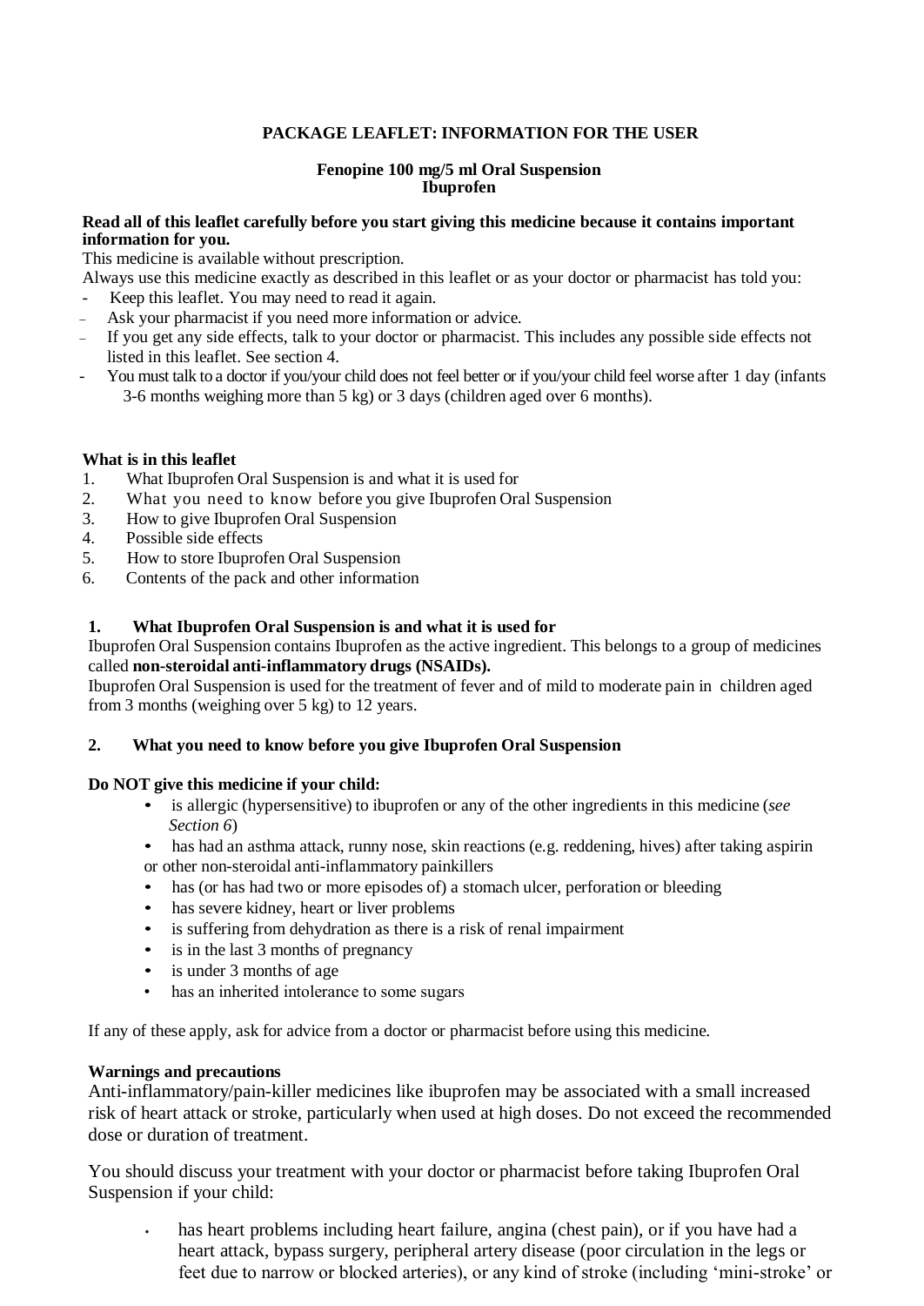**PACKAGE LEAFLET: INFORMATION FOR THE USER**

**Fenopine 100 mg/5 ml Oral Suspension**
**Ibuprofen**

**Read all of this leaflet carefully before you start giving this medicine because it contains important information for you.**

This medicine is available without prescription.

Always use this medicine exactly as described in this leaflet or as your doctor or pharmacist has told you:

- Keep this leaflet. You may need to read it again.
- Ask your pharmacist if you need more information or advice.
- If you get any side effects, talk to your doctor or pharmacist. This includes any possible side effects not listed in this leaflet. See section 4.
- You must talk to a doctor if you/your child does not feel better or if you/your child feel worse after 1 day (infants 3-6 months weighing more than 5 kg) or 3 days (children aged over 6 months).

**What is in this leaflet**

1. What Ibuprofen Oral Suspension is and what it is used for
2. What you need to know before you give Ibuprofen Oral Suspension
3. How to give Ibuprofen Oral Suspension
4. Possible side effects
5. How to store Ibuprofen Oral Suspension
6. Contents of the pack and other information

## 1. What Ibuprofen Oral Suspension is and what it is used for

Ibuprofen Oral Suspension contains Ibuprofen as the active ingredient. This belongs to a group of medicines called **non-steroidal anti-inflammatory drugs (NSAIDs).**

Ibuprofen Oral Suspension is used for the treatment of fever and of mild to moderate pain in children aged from 3 months (weighing over 5 kg) to 12 years.

## 2. What you need to know before you give Ibuprofen Oral Suspension

**Do NOT give this medicine if your child:**

- is allergic (hypersensitive) to ibuprofen or any of the other ingredients in this medicine (*see Section 6*)
- has had an asthma attack, runny nose, skin reactions (e.g. reddening, hives) after taking aspirin or other non-steroidal anti-inflammatory painkillers
- has (or has had two or more episodes of) a stomach ulcer, perforation or bleeding
- has severe kidney, heart or liver problems
- is suffering from dehydration as there is a risk of renal impairment
- is in the last 3 months of pregnancy
- is under 3 months of age
- has an inherited intolerance to some sugars

If any of these apply, ask for advice from a doctor or pharmacist before using this medicine.

**Warnings and precautions**

Anti-inflammatory/pain-killer medicines like ibuprofen may be associated with a small increased risk of heart attack or stroke, particularly when used at high doses. Do not exceed the recommended dose or duration of treatment.

You should discuss your treatment with your doctor or pharmacist before taking Ibuprofen Oral Suspension if your child:

- has heart problems including heart failure, angina (chest pain), or if you have had a heart attack, bypass surgery, peripheral artery disease (poor circulation in the legs or feet due to narrow or blocked arteries), or any kind of stroke (including 'mini-stroke' or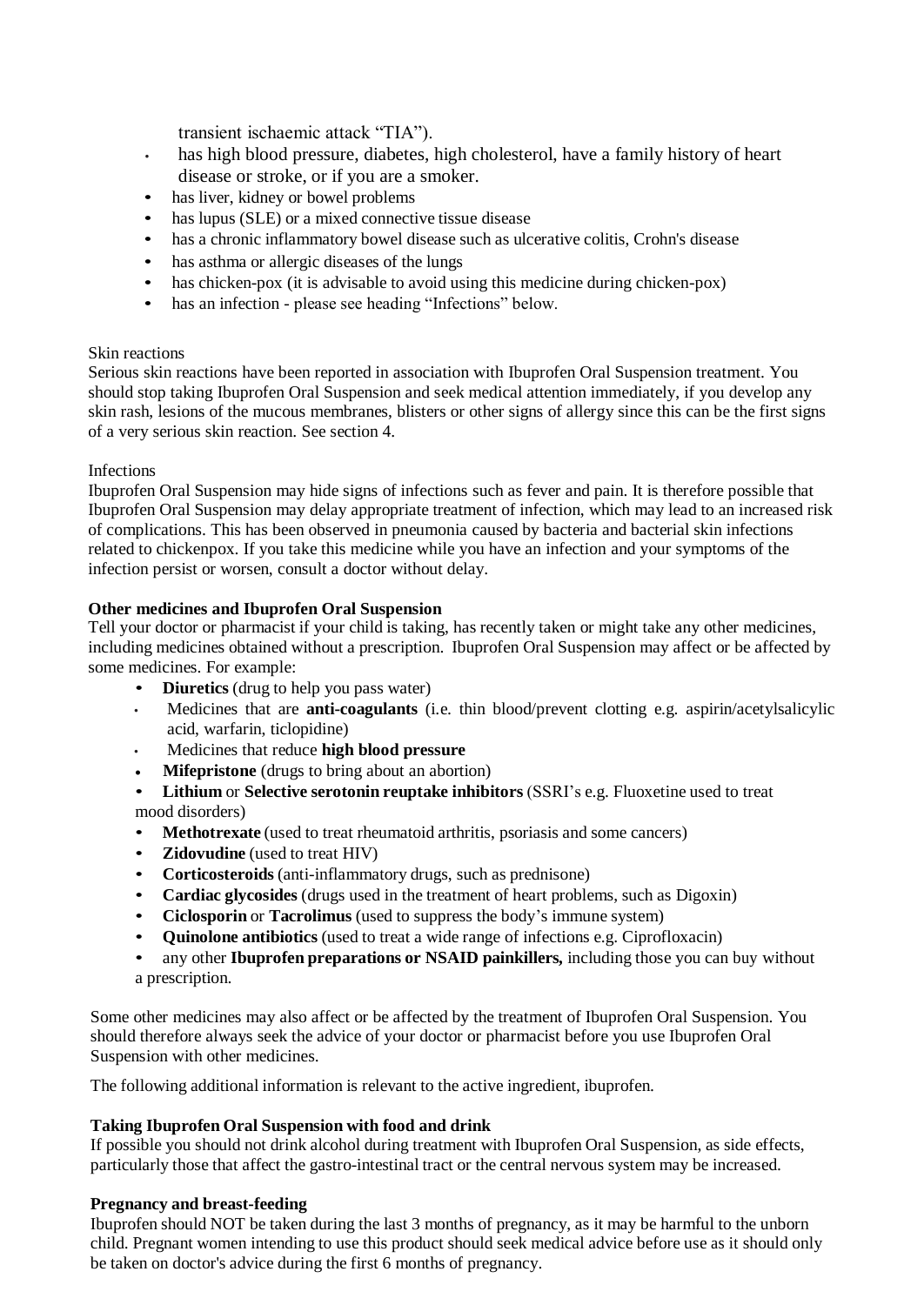transient ischaemic attack "TIA").

- has high blood pressure, diabetes, high cholesterol, have a family history of heart disease or stroke, or if you are a smoker.
- has liver, kidney or bowel problems
- has lupus (SLE) or a mixed connective tissue disease
- has a chronic inflammatory bowel disease such as ulcerative colitis, Crohn's disease
- has asthma or allergic diseases of the lungs
- has chicken-pox (it is advisable to avoid using this medicine during chicken-pox)
- has an infection - please see heading "Infections" below.

Skin reactions

Serious skin reactions have been reported in association with Ibuprofen Oral Suspension treatment. You should stop taking Ibuprofen Oral Suspension and seek medical attention immediately, if you develop any skin rash, lesions of the mucous membranes, blisters or other signs of allergy since this can be the first signs of a very serious skin reaction. See section 4.

Infections

Ibuprofen Oral Suspension may hide signs of infections such as fever and pain. It is therefore possible that Ibuprofen Oral Suspension may delay appropriate treatment of infection, which may lead to an increased risk of complications. This has been observed in pneumonia caused by bacteria and bacterial skin infections related to chickenpox. If you take this medicine while you have an infection and your symptoms of the infection persist or worsen, consult a doctor without delay.

**Other medicines and Ibuprofen Oral Suspension**

Tell your doctor or pharmacist if your child is taking, has recently taken or might take any other medicines, including medicines obtained without a prescription. Ibuprofen Oral Suspension may affect or be affected by some medicines. For example:

- **Diuretics** (drug to help you pass water)
- Medicines that are **anti-coagulants** (i.e. thin blood/prevent clotting e.g. aspirin/acetylsalicylic acid, warfarin, ticlopidine)
- Medicines that reduce **high blood pressure**
- **Mifepristone** (drugs to bring about an abortion)
- **Lithium** or **Selective serotonin reuptake inhibitors** (SSRI's e.g. Fluoxetine used to treat mood disorders)
- **Methotrexate** (used to treat rheumatoid arthritis, psoriasis and some cancers)
- **Zidovudine** (used to treat HIV)
- **Corticosteroids** (anti-inflammatory drugs, such as prednisone)
- **Cardiac glycosides** (drugs used in the treatment of heart problems, such as Digoxin)
- **Ciclosporin** or **Tacrolimus** (used to suppress the body's immune system)
- **Quinolone antibiotics** (used to treat a wide range of infections e.g. Ciprofloxacin)
- any other **Ibuprofen preparations or NSAID painkillers,** including those you can buy without a prescription.

Some other medicines may also affect or be affected by the treatment of Ibuprofen Oral Suspension. You should therefore always seek the advice of your doctor or pharmacist before you use Ibuprofen Oral Suspension with other medicines.

The following additional information is relevant to the active ingredient, ibuprofen.

**Taking Ibuprofen Oral Suspension with food and drink**

If possible you should not drink alcohol during treatment with Ibuprofen Oral Suspension, as side effects, particularly those that affect the gastro-intestinal tract or the central nervous system may be increased.

**Pregnancy and breast-feeding**

Ibuprofen should NOT be taken during the last 3 months of pregnancy, as it may be harmful to the unborn child. Pregnant women intending to use this product should seek medical advice before use as it should only be taken on doctor's advice during the first 6 months of pregnancy.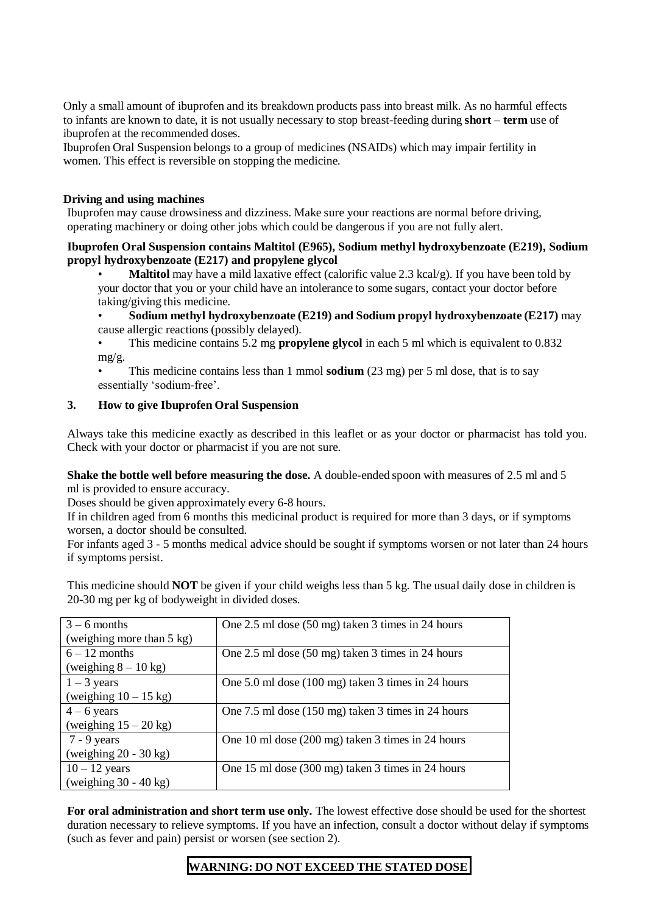Only a small amount of ibuprofen and its breakdown products pass into breast milk. As no harmful effects to infants are known to date, it is not usually necessary to stop breast-feeding during **short – term** use of ibuprofen at the recommended doses.

Ibuprofen Oral Suspension belongs to a group of medicines (NSAIDs) which may impair fertility in women. This effect is reversible on stopping the medicine.

**Driving and using machines**

Ibuprofen may cause drowsiness and dizziness. Make sure your reactions are normal before driving, operating machinery or doing other jobs which could be dangerous if you are not fully alert.

**Ibuprofen Oral Suspension contains Maltitol (E965), Sodium methyl hydroxybenzoate (E219), Sodium propyl hydroxybenzoate (E217) and propylene glycol**

- **Maltitol** may have a mild laxative effect (calorific value 2.3 kcal/g). If you have been told by your doctor that you or your child have an intolerance to some sugars, contact your doctor before taking/giving this medicine.
- **Sodium methyl hydroxybenzoate (E219) and Sodium propyl hydroxybenzoate (E217)** may cause allergic reactions (possibly delayed).
- This medicine contains 5.2 mg **propylene glycol** in each 5 ml which is equivalent to 0.832 mg/g.
- This medicine contains less than 1 mmol **sodium** (23 mg) per 5 ml dose, that is to say essentially 'sodium-free'.

## 3. How to give Ibuprofen Oral Suspension

Always take this medicine exactly as described in this leaflet or as your doctor or pharmacist has told you. Check with your doctor or pharmacist if you are not sure.

**Shake the bottle well before measuring the dose.** A double-ended spoon with measures of 2.5 ml and 5 ml is provided to ensure accuracy.

Doses should be given approximately every 6-8 hours.

If in children aged from 6 months this medicinal product is required for more than 3 days, or if symptoms worsen, a doctor should be consulted.

For infants aged 3 - 5 months medical advice should be sought if symptoms worsen or not later than 24 hours if symptoms persist.

This medicine should **NOT** be given if your child weighs less than 5 kg. The usual daily dose in children is 20-30 mg per kg of bodyweight in divided doses.

| Age (weight) | Dose |
|---|---|
| 3 – 6 months (weighing more than 5 kg) | One 2.5 ml dose (50 mg) taken 3 times in 24 hours |
| 6 – 12 months (weighing 8 – 10 kg) | One 2.5 ml dose (50 mg) taken 3 times in 24 hours |
| 1 – 3 years (weighing 10 – 15 kg) | One 5.0 ml dose (100 mg) taken 3 times in 24 hours |
| 4 – 6 years (weighing 15 – 20 kg) | One 7.5 ml dose (150 mg) taken 3 times in 24 hours |
| 7 - 9 years (weighing 20 - 30 kg) | One 10 ml dose (200 mg) taken 3 times in 24 hours |
| 10 – 12 years (weighing 30 - 40 kg) | One 15 ml dose (300 mg) taken 3 times in 24 hours |

**For oral administration and short term use only.** The lowest effective dose should be used for the shortest duration necessary to relieve symptoms. If you have an infection, consult a doctor without delay if symptoms (such as fever and pain) persist or worsen (see section 2).

**WARNING: DO NOT EXCEED THE STATED DOSE**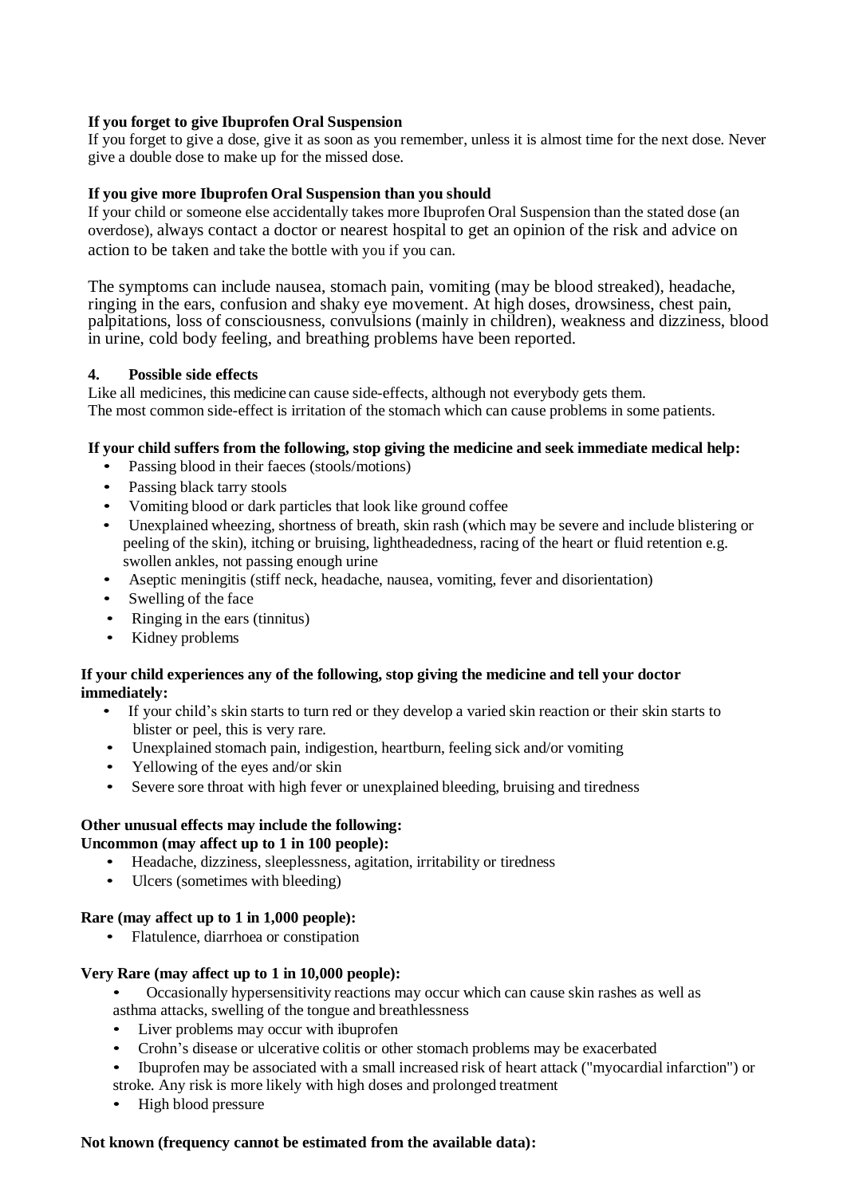**If you forget to give Ibuprofen Oral Suspension**

If you forget to give a dose, give it as soon as you remember, unless it is almost time for the next dose. Never give a double dose to make up for the missed dose.

**If you give more Ibuprofen Oral Suspension than you should**

If your child or someone else accidentally takes more Ibuprofen Oral Suspension than the stated dose (an overdose), always contact a doctor or nearest hospital to get an opinion of the risk and advice on action to be taken and take the bottle with you if you can.

The symptoms can include nausea, stomach pain, vomiting (may be blood streaked), headache, ringing in the ears, confusion and shaky eye movement. At high doses, drowsiness, chest pain, palpitations, loss of consciousness, convulsions (mainly in children), weakness and dizziness, blood in urine, cold body feeling, and breathing problems have been reported.

## 4. Possible side effects

Like all medicines, this medicine can cause side-effects, although not everybody gets them.
The most common side-effect is irritation of the stomach which can cause problems in some patients.

**If your child suffers from the following, stop giving the medicine and seek immediate medical help:**

- Passing blood in their faeces (stools/motions)
- Passing black tarry stools
- Vomiting blood or dark particles that look like ground coffee
- Unexplained wheezing, shortness of breath, skin rash (which may be severe and include blistering or peeling of the skin), itching or bruising, lightheadedness, racing of the heart or fluid retention e.g. swollen ankles, not passing enough urine
- Aseptic meningitis (stiff neck, headache, nausea, vomiting, fever and disorientation)
- Swelling of the face
- Ringing in the ears (tinnitus)
- Kidney problems

**If your child experiences any of the following, stop giving the medicine and tell your doctor immediately:**

- If your child's skin starts to turn red or they develop a varied skin reaction or their skin starts to blister or peel, this is very rare.
- Unexplained stomach pain, indigestion, heartburn, feeling sick and/or vomiting
- Yellowing of the eyes and/or skin
- Severe sore throat with high fever or unexplained bleeding, bruising and tiredness

**Other unusual effects may include the following:**

**Uncommon (may affect up to 1 in 100 people):**

- Headache, dizziness, sleeplessness, agitation, irritability or tiredness
- Ulcers (sometimes with bleeding)

**Rare (may affect up to 1 in 1,000 people):**

- Flatulence, diarrhoea or constipation

**Very Rare (may affect up to 1 in 10,000 people):**

- Occasionally hypersensitivity reactions may occur which can cause skin rashes as well as asthma attacks, swelling of the tongue and breathlessness
- Liver problems may occur with ibuprofen
- Crohn's disease or ulcerative colitis or other stomach problems may be exacerbated
- Ibuprofen may be associated with a small increased risk of heart attack ("myocardial infarction") or stroke. Any risk is more likely with high doses and prolonged treatment
- High blood pressure

**Not known (frequency cannot be estimated from the available data):**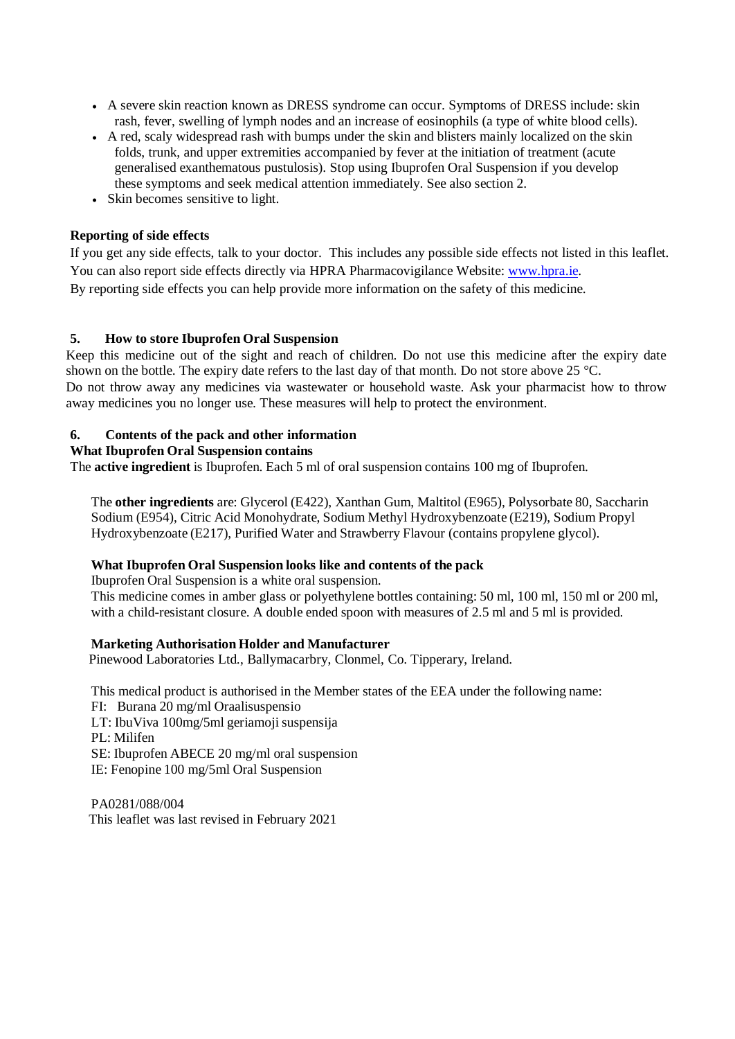- A severe skin reaction known as DRESS syndrome can occur. Symptoms of DRESS include: skin rash, fever, swelling of lymph nodes and an increase of eosinophils (a type of white blood cells).
- A red, scaly widespread rash with bumps under the skin and blisters mainly localized on the skin folds, trunk, and upper extremities accompanied by fever at the initiation of treatment (acute generalised exanthematous pustulosis). Stop using Ibuprofen Oral Suspension if you develop these symptoms and seek medical attention immediately. See also section 2.
- Skin becomes sensitive to light.

**Reporting of side effects**

If you get any side effects, talk to your doctor. This includes any possible side effects not listed in this leaflet. You can also report side effects directly via HPRA Pharmacovigilance Website: www.hpra.ie.
By reporting side effects you can help provide more information on the safety of this medicine.

## 5. How to store Ibuprofen Oral Suspension

Keep this medicine out of the sight and reach of children. Do not use this medicine after the expiry date shown on the bottle. The expiry date refers to the last day of that month. Do not store above 25 °C.
Do not throw away any medicines via wastewater or household waste. Ask your pharmacist how to throw away medicines you no longer use. These measures will help to protect the environment.

## 6. Contents of the pack and other information

### What Ibuprofen Oral Suspension contains

The **active ingredient** is Ibuprofen. Each 5 ml of oral suspension contains 100 mg of Ibuprofen.

The **other ingredients** are: Glycerol (E422), Xanthan Gum, Maltitol (E965), Polysorbate 80, Saccharin Sodium (E954), Citric Acid Monohydrate, Sodium Methyl Hydroxybenzoate (E219), Sodium Propyl Hydroxybenzoate (E217), Purified Water and Strawberry Flavour (contains propylene glycol).

### What Ibuprofen Oral Suspension looks like and contents of the pack

Ibuprofen Oral Suspension is a white oral suspension.
This medicine comes in amber glass or polyethylene bottles containing: 50 ml, 100 ml, 150 ml or 200 ml, with a child-resistant closure. A double ended spoon with measures of 2.5 ml and 5 ml is provided.

### Marketing Authorisation Holder and Manufacturer

Pinewood Laboratories Ltd., Ballymacarbry, Clonmel, Co. Tipperary, Ireland.

This medical product is authorised in the Member states of the EEA under the following name:
FI: Burana 20 mg/ml Oraalisuspensio
LT: IbuViva 100mg/5ml geriamoji suspensija
PL: Milifen
SE: Ibuprofen ABECE 20 mg/ml oral suspension
IE: Fenopine 100 mg/5ml Oral Suspension

PA0281/088/004
This leaflet was last revised in February 2021